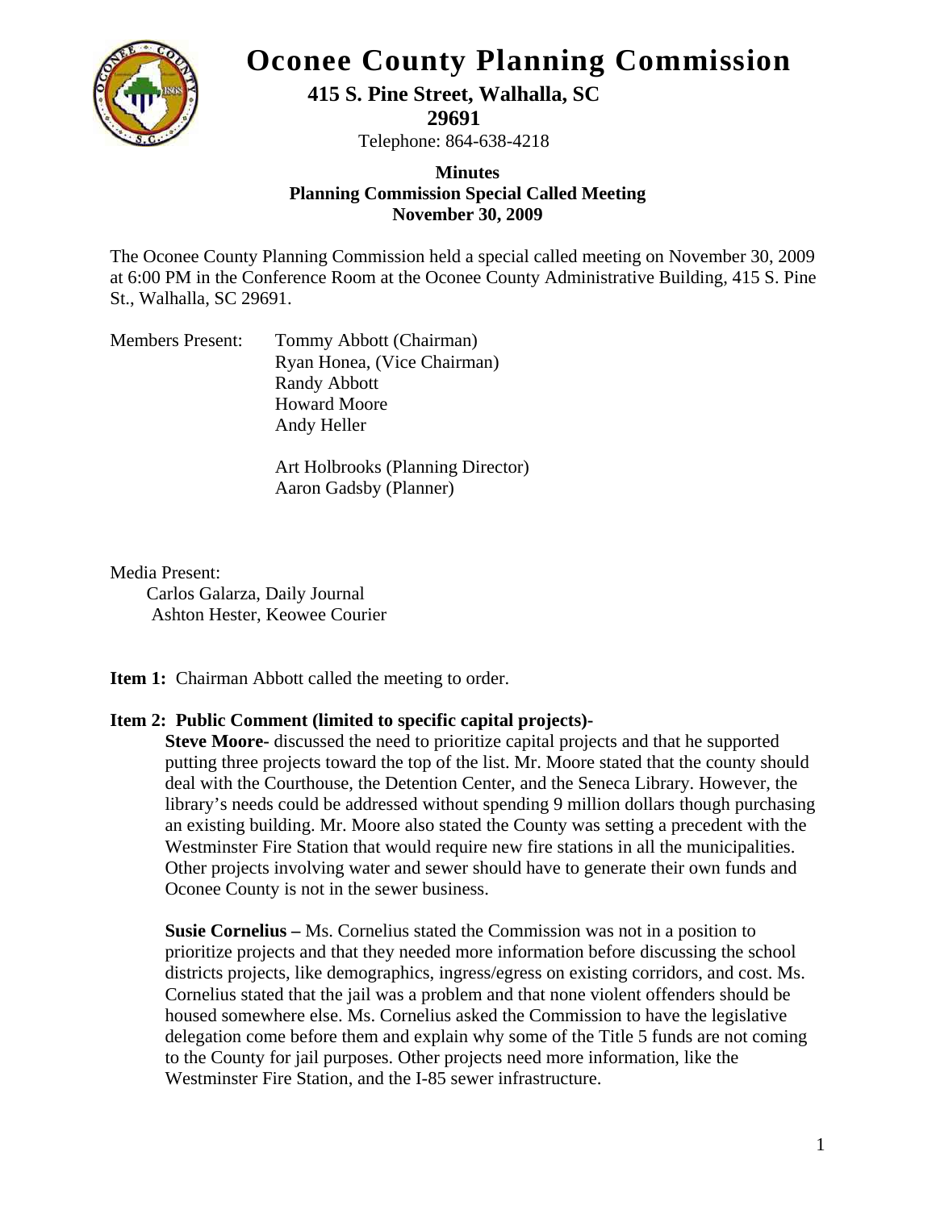# Oconee County Planning Commission

**415 S. Pine Street, Walhalla, SC 29691**

Telephone: 864-638-4218

**Minutes**
**Planning Commission Special Called Meeting**
**November 30, 2009**

The Oconee County Planning Commission held a special called meeting on November 30, 2009 at 6:00 PM in the Conference Room at the Oconee County Administrative Building, 415 S. Pine St., Walhalla, SC 29691.

Members Present: Tommy Abbott (Chairman)
Ryan Honea, (Vice Chairman)
Randy Abbott
Howard Moore
Andy Heller

Art Holbrooks (Planning Director)
Aaron Gadsby (Planner)

Media Present:
Carlos Galarza, Daily Journal
Ashton Hester, Keowee Courier

**Item 1:** Chairman Abbott called the meeting to order.

**Item 2: Public Comment (limited to specific capital projects)-**

**Steve Moore-** discussed the need to prioritize capital projects and that he supported putting three projects toward the top of the list. Mr. Moore stated that the county should deal with the Courthouse, the Detention Center, and the Seneca Library. However, the library's needs could be addressed without spending 9 million dollars though purchasing an existing building. Mr. Moore also stated the County was setting a precedent with the Westminster Fire Station that would require new fire stations in all the municipalities. Other projects involving water and sewer should have to generate their own funds and Oconee County is not in the sewer business.

**Susie Cornelius –** Ms. Cornelius stated the Commission was not in a position to prioritize projects and that they needed more information before discussing the school districts projects, like demographics, ingress/egress on existing corridors, and cost. Ms. Cornelius stated that the jail was a problem and that none violent offenders should be housed somewhere else. Ms. Cornelius asked the Commission to have the legislative delegation come before them and explain why some of the Title 5 funds are not coming to the County for jail purposes. Other projects need more information, like the Westminster Fire Station, and the I-85 sewer infrastructure.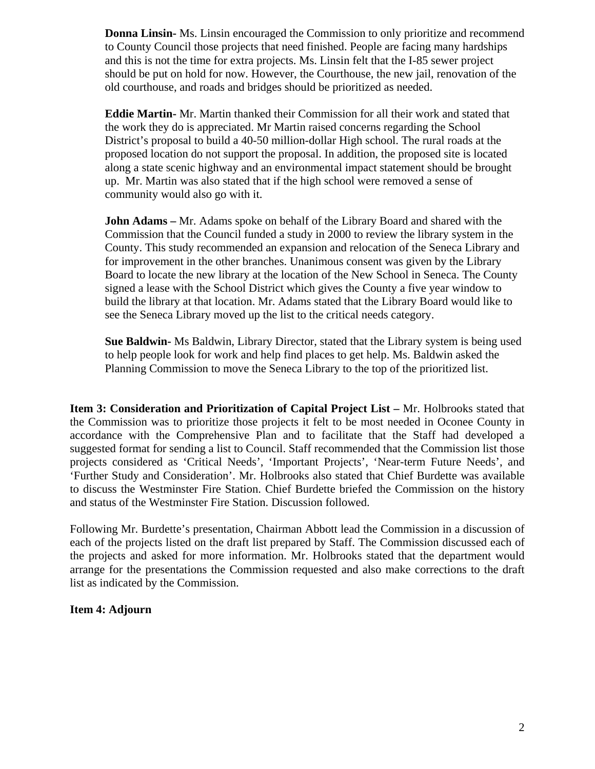**Donna Linsin-** Ms. Linsin encouraged the Commission to only prioritize and recommend to County Council those projects that need finished. People are facing many hardships and this is not the time for extra projects. Ms. Linsin felt that the I-85 sewer project should be put on hold for now. However, the Courthouse, the new jail, renovation of the old courthouse, and roads and bridges should be prioritized as needed.

**Eddie Martin-** Mr. Martin thanked their Commission for all their work and stated that the work they do is appreciated. Mr Martin raised concerns regarding the School District's proposal to build a 40-50 million-dollar High school. The rural roads at the proposed location do not support the proposal. In addition, the proposed site is located along a state scenic highway and an environmental impact statement should be brought up. Mr. Martin was also stated that if the high school were removed a sense of community would also go with it.

**John Adams –** Mr. Adams spoke on behalf of the Library Board and shared with the Commission that the Council funded a study in 2000 to review the library system in the County. This study recommended an expansion and relocation of the Seneca Library and for improvement in the other branches. Unanimous consent was given by the Library Board to locate the new library at the location of the New School in Seneca. The County signed a lease with the School District which gives the County a five year window to build the library at that location. Mr. Adams stated that the Library Board would like to see the Seneca Library moved up the list to the critical needs category.

**Sue Baldwin-** Ms Baldwin, Library Director, stated that the Library system is being used to help people look for work and help find places to get help. Ms. Baldwin asked the Planning Commission to move the Seneca Library to the top of the prioritized list.

**Item 3: Consideration and Prioritization of Capital Project List –** Mr. Holbrooks stated that the Commission was to prioritize those projects it felt to be most needed in Oconee County in accordance with the Comprehensive Plan and to facilitate that the Staff had developed a suggested format for sending a list to Council. Staff recommended that the Commission list those projects considered as 'Critical Needs', 'Important Projects', 'Near-term Future Needs', and 'Further Study and Consideration'. Mr. Holbrooks also stated that Chief Burdette was available to discuss the Westminster Fire Station. Chief Burdette briefed the Commission on the history and status of the Westminster Fire Station. Discussion followed.

Following Mr. Burdette's presentation, Chairman Abbott lead the Commission in a discussion of each of the projects listed on the draft list prepared by Staff. The Commission discussed each of the projects and asked for more information. Mr. Holbrooks stated that the department would arrange for the presentations the Commission requested and also make corrections to the draft list as indicated by the Commission.

**Item 4: Adjourn**